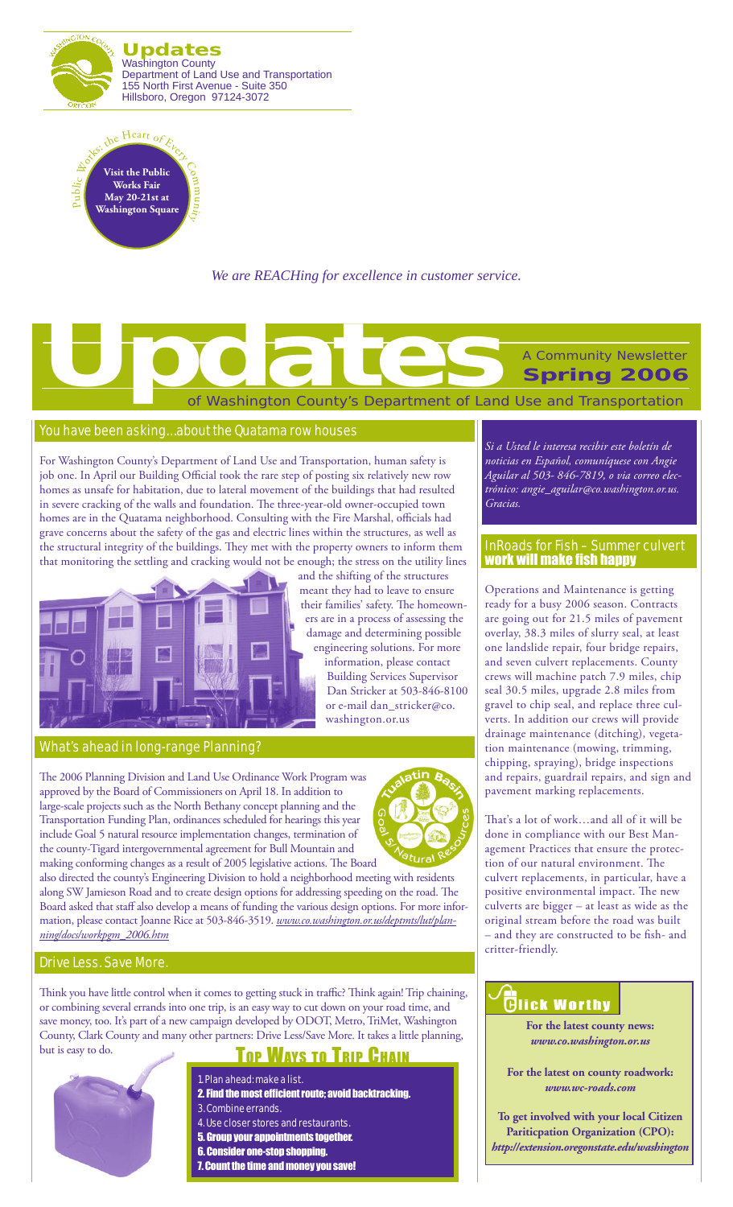# Updates

Washington County
Department of Land Use and Transportation
155 North First Avenue - Suite 350
Hillsboro, Oregon 97124-3072

Public Works: the Heart of Every Community

**Visit the Public Works Fair May 20-21st at Washington Square**

*We are REACHing for excellence in customer service.*

# Updates

A Community Newsletter
**Spring 2006**
of Washington County's Department of Land Use and Transportation

## You have been asking...about the Quatama row houses

For Washington County's Department of Land Use and Transportation, human safety is job one. In April our Building Official took the rare step of posting six relatively new row homes as unsafe for habitation, due to lateral movement of the buildings that had resulted in severe cracking of the walls and foundation. The three-year-old owner-occupied town homes are in the Quatama neighborhood. Consulting with the Fire Marshal, officials had grave concerns about the safety of the gas and electric lines within the structures, as well as the structural integrity of the buildings. They met with the property owners to inform them that monitoring the settling and cracking would not be enough; the stress on the utility lines and the shifting of the structures meant they had to leave to ensure their families' safety. The homeowners are in a process of assessing the damage and determining possible engineering solutions. For more information, please contact Building Services Supervisor Dan Stricker at 503-846-8100 or e-mail dan_stricker@co.washington.or.us

## What's ahead in long-range Planning?

The 2006 Planning Division and Land Use Ordinance Work Program was approved by the Board of Commissioners on April 18. In addition to large-scale projects such as the North Bethany concept planning and the Transportation Funding Plan, ordinances scheduled for hearings this year include Goal 5 natural resource implementation changes, termination of the county-Tigard intergovernmental agreement for Bull Mountain and making conforming changes as a result of 2005 legislative actions. The Board also directed the county's Engineering Division to hold a neighborhood meeting with residents along SW Jamieson Road and to create design options for addressing speeding on the road. The Board asked that staff also develop a means of funding the various design options. For more information, please contact Joanne Rice at 503-846-3519. *www.co.washington.or.us/deptmts/lut/planning/docs/workpgm_2006.htm*

Tualatin Basin Goal 5 Natural Resources

## Drive Less. Save More.

Think you have little control when it comes to getting stuck in traffic? Think again! Trip chaining, or combining several errands into one trip, is an easy way to cut down on your road time, and save money, too. It's part of a new campaign developed by ODOT, Metro, TriMet, Washington County, Clark County and many other partners: Drive Less/Save More. It takes a little planning, but is easy to do.

### Top Ways to Trip Chain

1. Plan ahead: make a list.
2. **Find the most efficient route; avoid backtracking.**
3. Combine errands.
4. Use closer stores and restaurants.
5. **Group your appointments together.**
6. **Consider one-stop shopping.**
7. **Count the time and money you save!**

*Si a Usted le interesa recibir este boletín de noticias en Español, comuníquese con Angie Aguilar al 503- 846-7819, o via correo electrónico: angie_aguilar@co.washington.or.us. Gracias.*

## InRoads for Fish – Summer culvert work will make fish happy

Operations and Maintenance is getting ready for a busy 2006 season. Contracts are going out for 21.5 miles of pavement overlay, 38.3 miles of slurry seal, at least one landslide repair, four bridge repairs, and seven culvert replacements. County crews will machine patch 7.9 miles, chip seal 30.5 miles, upgrade 2.8 miles from gravel to chip seal, and replace three culverts. In addition our crews will provide drainage maintenance (ditching), vegetation maintenance (mowing, trimming, chipping, spraying), bridge inspections and repairs, guardrail repairs, and sign and pavement marking replacements.

That's a lot of work…and all of it will be done in compliance with our Best Management Practices that ensure the protection of our natural environment. The culvert replacements, in particular, have a positive environmental impact. The new culverts are bigger – at least as wide as the original stream before the road was built – and they are constructed to be fish- and critter-friendly.

## Click Worthy

**For the latest county news:**
***www.co.washington.or.us***

**For the latest on county roadwork:**
***www.wc-roads.com***

**To get involved with your local Citizen Particpation Organization (CPO):**
***http://extension.oregonstate.edu/washington***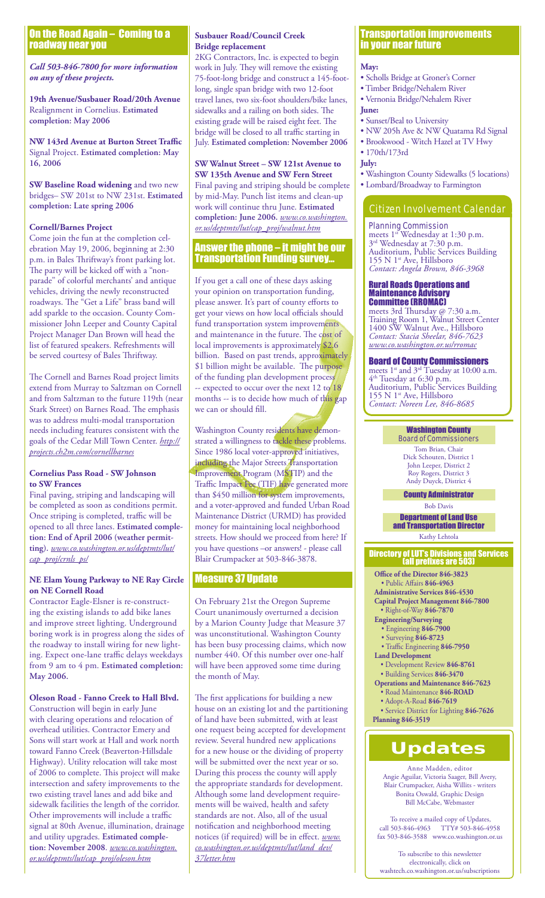## On the Road Again – Coming to a roadway near you

***Call 503-846-7800 for more information on any of these projects.***

**19th Avenue/Susbauer Road/20th Avenue** Realignment in Cornelius. **Estimated completion: May 2006**

**NW 143rd Avenue at Burton Street Traffic** Signal Project. **Estimated completion: May 16, 2006**

**SW Baseline Road widening** and two new bridges– SW 201st to NW 231st. **Estimated completion: Late spring 2006**

**Cornell/Barnes Project**

Come join the fun at the completion celebration May 19, 2006, beginning at 2:30 p.m. in Bales Thriftway's front parking lot. The party will be kicked off with a "non-parade" of colorful merchants' and antique vehicles, driving the newly reconstructed roadways. The "Get a Life" brass band will add sparkle to the occasion. County Commissioner John Leeper and County Capital Project Manager Dan Brown will head the list of featured speakers. Refreshments will be served courtesy of Bales Thriftway.

The Cornell and Barnes Road project limits extend from Murray to Saltzman on Cornell and from Saltzman to the future 119th (near Stark Street) on Barnes Road. The emphasis was to address multi-modal transportation needs including features consistent with the goals of the Cedar Mill Town Center. *http://projects.ch2m.com/cornellbarnes*

**Cornelius Pass Road - SW Johnson to SW Frances**

Final paving, striping and landscaping will be completed as soon as conditions permit. Once striping is completed, traffic will be opened to all three lanes. **Estimated completion: End of April 2006 (weather permitting).** *www.co.washington.or.us/deptmts/lut/cap_proj/crnls_ps/*

**NE Elam Young Parkway to NE Ray Circle on NE Cornell Road**

Contractor Eagle-Elsner is re-constructing the existing islands to add bike lanes and improve street lighting. Underground boring work is in progress along the sides of the roadway to install wiring for new lighting. Expect one-lane traffic delays weekdays from 9 am to 4 pm. **Estimated completion: May 2006.**

**Oleson Road - Fanno Creek to Hall Blvd.**

Construction will begin in early June with clearing operations and relocation of overhead utilities. Contractor Emery and Sons will start work at Hall and work north toward Fanno Creek (Beaverton-Hillsdale Highway). Utility relocation will take most of 2006 to complete. This project will make intersection and safety improvements to the two existing travel lanes and add bike and sidewalk facilities the length of the corridor. Other improvements will include a traffic signal at 80th Avenue, illumination, drainage and utility upgrades. **Estimated completion: November 2008**. *www.co.washington.or.us/deptmts/lut/cap_proj/oleson.htm*

**Susbauer Road/Council Creek Bridge replacement**

2KG Contractors, Inc. is expected to begin work in July. They will remove the existing 75-foot-long bridge and construct a 145-foot-long, single span bridge with two 12-foot travel lanes, two six-foot shoulders/bike lanes, sidewalks and a railing on both sides. The existing grade will be raised eight feet. The bridge will be closed to all traffic starting in July. **Estimated completion: November 2006**

**SW Walnut Street – SW 121st Avenue to SW 135th Avenue and SW Fern Street**

Final paving and striping should be complete by mid-May. Punch list items and clean-up work will continue thru June. **Estimated completion: June 2006**. *www.co.washington.or.us/deptmts/lut/cap_proj/walnut.htm*

## Answer the phone – it might be our Transportation Funding survey...

If you get a call one of these days asking your opinion on transportation funding, please answer. It's part of county efforts to get your views on how local officials should fund transportation system improvements and maintenance in the future. The cost of local improvements is approximately $2.6 billion. Based on past trends, approximately $1 billion might be available. The purpose of the funding plan development process -- expected to occur over the next 12 to 18 months -- is to decide how much of this gap we can or should fill.

Washington County residents have demonstrated a willingness to tackle these problems. Since 1986 local voter-approved initiatives, including the Major Streets Transportation Improvement Program (MSTIP) and the Traffic Impact Fee (TIF) have generated more than $450 million for system improvements, and a voter-approved and funded Urban Road Maintenance District (URMD) has provided money for maintaining local neighborhood streets. How should we proceed from here? If you have questions –or answers! - please call Blair Crumpacker at 503-846-3878.

## Measure 37 Update

On February 21st the Oregon Supreme Court unanimously overturned a decision by a Marion County Judge that Measure 37 was unconstitutional. Washington County has been busy processing claims, which now number 440. Of this number over one-half will have been approved some time during the month of May.

The first applications for building a new house on an existing lot and the partitioning of land have been submitted, with at least one request being accepted for development review. Several hundred new applications for a new house or the dividing of property will be submitted over the next year or so. During this process the county will apply the appropriate standards for development. Although some land development requirements will be waived, health and safety standards are not. Also, all of the usual notification and neighborhood meeting notices (if required) will be in effect. *www.co.washington.or.us/deptmts/lut/land_dev/37letter.htm*

## Transportation improvements in your near future

**May:**
- Scholls Bridge at Groner's Corner
- Timber Bridge/Nehalem River
- Vernonia Bridge/Nehalem River

**June:**
- Sunset/Beal to University
- NW 205h Ave & NW Quatama Rd Signal
- Brookwood - Witch Hazel at TV Hwy
- 170th/173rd

**July:**
- Washington County Sidewalks (5 locations)
- Lombard/Broadway to Farmington

## Citizen Involvement Calendar

**Planning Commission**
meets 1st Wednesday at 1:30 p.m.
3rd Wednesday at 7:30 p.m.
Auditorium, Public Services Building
155 N 1st Ave, Hillsboro
*Contact: Angela Brown, 846-3968*

**Rural Roads Operations and Maintenance Advisory Committee (RROMAC)**
meets 3rd Thursday @ 7:30 a.m.
Training Room 1, Walnut Street Center
1400 SW Walnut Ave., Hillsboro
*Contact: Stacia Sheelar, 846-7623*
*www.co.washington.or.us/rromac*

**Board of County Commissioners**
meets 1st and 3rd Tuesday at 10:00 a.m.
4th Tuesday at 6:30 p.m.
Auditorium, Public Services Building
155 N 1st Ave, Hillsboro
*Contact: Noreen Lee, 846-8685*

**Washington County**
**Board of Commissioners**

Tom Brian, Chair
Dick Schouten, District 1
John Leeper, District 2
Roy Rogers, District 3
Andy Duyck, District 4

**County Administrator**

Bob Davis

**Department of Land Use and Transportation Director**

Kathy Lehtola

### Directory of LUT's Divisions and Services (all prefixes are 503)

**Office of the Director 846-3823**
- Public Affairs **846-4963**

**Administrative Services 846-4530**

**Capital Project Management 846-7800**
- Right-of-Way **846-7870**

**Engineering/Surveying**
- Engineering **846-7900**
- Surveying **846-8723**
- Traffic Engineering **846-7950**

**Land Development**
- Development Review **846-8761**
- Building Services **846-3470**

**Operations and Maintenance 846-7623**
- Road Maintenance **846-ROAD**
- Adopt-A-Road **846-7619**
- Service District for Lighting **846-7626**

**Planning 846-3519**

# Updates

Anne Madden, editor
Angie Aguilar, Victoria Saager, Bill Avery, Blair Crumpacker, Aisha Willits - writers
Bonita Oswald, Graphic Design
Bill McCabe, Webmaster

To receive a mailed copy of Updates, call 503-846-4963 TTY# 503-846-4958
fax 503-846-3588 www.co.washington.or.us

To subscribe to this newsletter electronically, click on washtech.co.washington.or.us/subscriptions